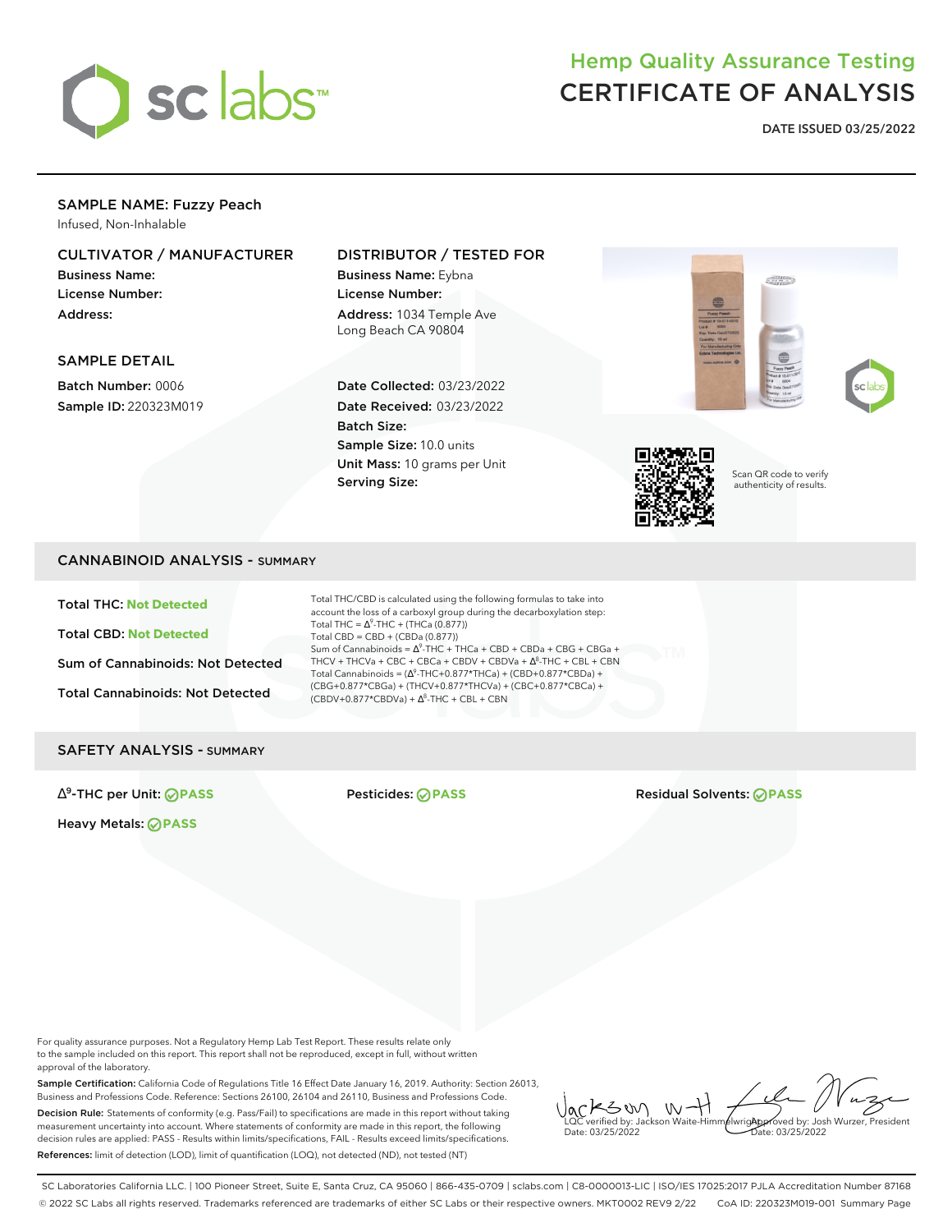# Hemp Quality Assurance Testing
# CERTIFICATE OF ANALYSIS

**DATE ISSUED 03/25/2022**

## SAMPLE NAME: Fuzzy Peach

Infused, Non-Inhalable

### CULTIVATOR / MANUFACTURER

**Business Name:**
**License Number:**
**Address:**

### DISTRIBUTOR / TESTED FOR

**Business Name:** Eybna
**License Number:**
**Address:** 1034 Temple Ave Long Beach CA 90804

### SAMPLE DETAIL

**Batch Number:** 0006
**Sample ID:** 220323M019

**Date Collected:** 03/23/2022
**Date Received:** 03/23/2022
**Batch Size:**
**Sample Size:** 10.0 units
**Unit Mass:** 10 grams per Unit
**Serving Size:**

Scan QR code to verify authenticity of results.

## CANNABINOID ANALYSIS - SUMMARY

**Total THC:** Not Detected

**Total CBD:** Not Detected

**Sum of Cannabinoids:** Not Detected

**Total Cannabinoids:** Not Detected

Total THC/CBD is calculated using the following formulas to take into account the loss of a carboxyl group during the decarboxylation step:
Total THC = $\Delta^9$-THC + (THCa (0.877))
Total CBD = CBD + (CBDa (0.877))
Sum of Cannabinoids = $\Delta^9$-THC + THCa + CBD + CBDa + CBG + CBGa + THCV + THCVa + CBC + CBCa + CBDV + CBDVa + $\Delta^8$-THC + CBL + CBN
Total Cannabinoids = ($\Delta^9$-THC+0.877*THCa) + (CBD+0.877*CBDa) + (CBG+0.877*CBGa) + (THCV+0.877*THCVa) + (CBC+0.877*CBCa) + (CBDV+0.877*CBDVa) + $\Delta^8$-THC + CBL + CBN

## SAFETY ANALYSIS - SUMMARY

**$\Delta^9$-THC per Unit:** PASS

**Pesticides:** PASS

**Residual Solvents:** PASS

**Heavy Metals:** PASS

For quality assurance purposes. Not a Regulatory Hemp Lab Test Report. These results relate only to the sample included on this report. This report shall not be reproduced, except in full, without written approval of the laboratory.

**Sample Certification:** California Code of Regulations Title 16 Effect Date January 16, 2019. Authority: Section 26013, Business and Professions Code. Reference: Sections 26100, 26104 and 26110, Business and Professions Code.

**Decision Rule:** Statements of conformity (e.g. Pass/Fail) to specifications are made in this report without taking measurement uncertainty into account. Where statements of conformity are made in this report, the following decision rules are applied: PASS - Results within limits/specifications, FAIL - Results exceed limits/specifications.

**References:** limit of detection (LOD), limit of quantification (LOQ), not detected (ND), not tested (NT)

LQC verified by: Jackson Waite-Himmelwright
Date: 03/25/2022

Approved by: Josh Wurzer, President
Date: 03/25/2022

SC Laboratories California LLC. | 100 Pioneer Street, Suite E, Santa Cruz, CA 95060 | 866-435-0709 | sclabs.com | C8-0000013-LIC | ISO/IES 17025:2017 PJLA Accreditation Number 87168
© 2022 SC Labs all rights reserved. Trademarks referenced are trademarks of either SC Labs or their respective owners. MKT0002 REV9 2/22 CoA ID: 220323M019-001 Summary Page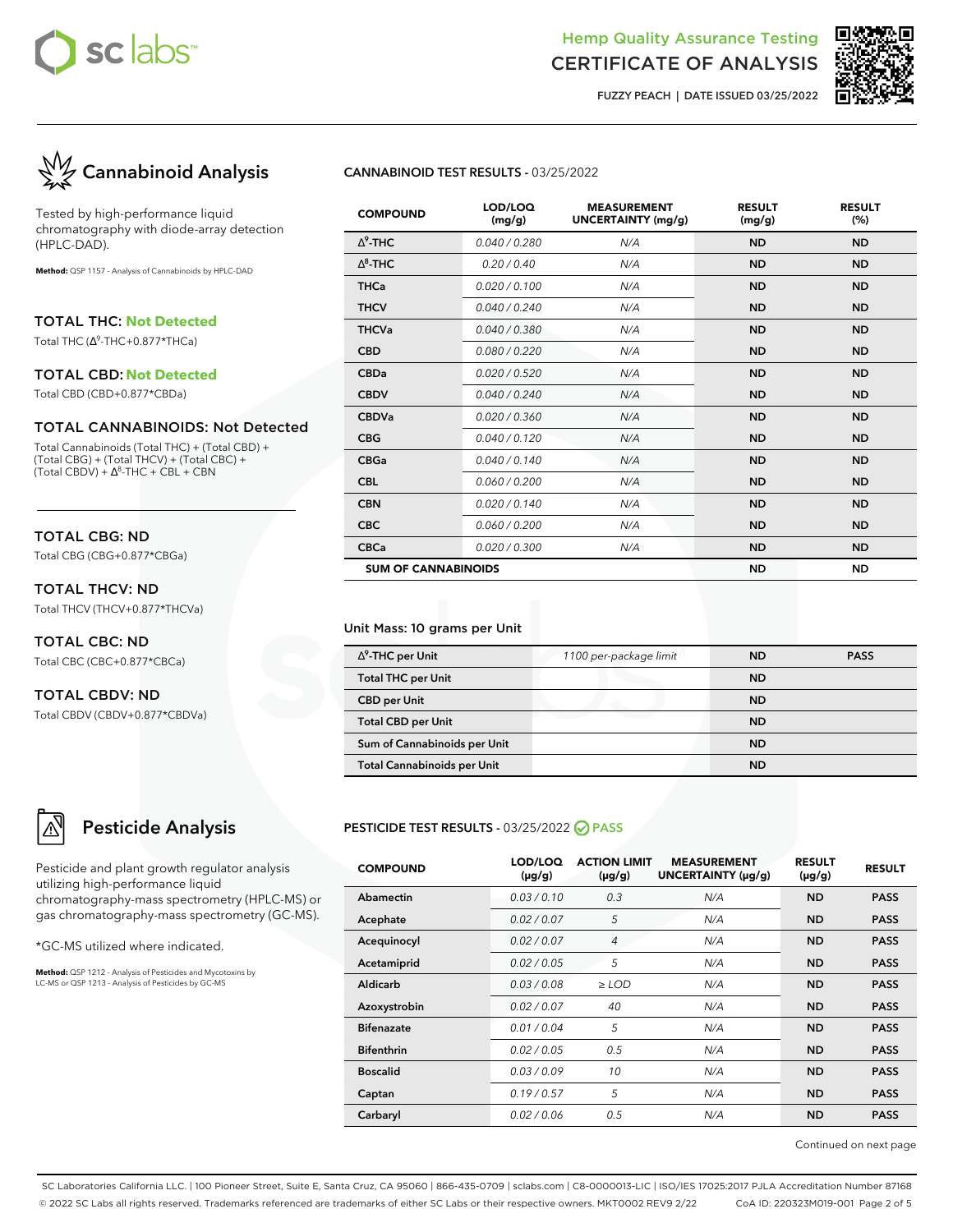# Hemp Quality Assurance Testing
## CERTIFICATE OF ANALYSIS

FUZZY PEACH | DATE ISSUED 03/25/2022

## Cannabinoid Analysis

Tested by high-performance liquid chromatography with diode-array detection (HPLC-DAD).

**Method:** QSP 1157 - Analysis of Cannabinoids by HPLC-DAD

### TOTAL THC: Not Detected

Total THC ($\Delta^9$-THC+0.877*THCa)

### TOTAL CBD: Not Detected

Total CBD (CBD+0.877*CBDa)

### TOTAL CANNABINOIDS: Not Detected

Total Cannabinoids (Total THC) + (Total CBD) + (Total CBG) + (Total THCV) + (Total CBC) + (Total CBDV) + $\Delta^8$-THC + CBL + CBN

### TOTAL CBG: ND

Total CBG (CBG+0.877*CBGa)

### TOTAL THCV: ND

Total THCV (THCV+0.877*THCVa)

### TOTAL CBC: ND

Total CBC (CBC+0.877*CBCa)

### TOTAL CBDV: ND

Total CBDV (CBDV+0.877*CBDVa)

**CANNABINOID TEST RESULTS -** 03/25/2022

| COMPOUND | LOD/LOQ (mg/g) | MEASUREMENT UNCERTAINTY (mg/g) | RESULT (mg/g) | RESULT (%) |
|---|---|---|---|---|
| $\Delta^9$-THC | 0.040 / 0.280 | N/A | ND | ND |
| $\Delta^8$-THC | 0.20 / 0.40 | N/A | ND | ND |
| THCa | 0.020 / 0.100 | N/A | ND | ND |
| THCV | 0.040 / 0.240 | N/A | ND | ND |
| THCVa | 0.040 / 0.380 | N/A | ND | ND |
| CBD | 0.080 / 0.220 | N/A | ND | ND |
| CBDa | 0.020 / 0.520 | N/A | ND | ND |
| CBDV | 0.040 / 0.240 | N/A | ND | ND |
| CBDVa | 0.020 / 0.360 | N/A | ND | ND |
| CBG | 0.040 / 0.120 | N/A | ND | ND |
| CBGa | 0.040 / 0.140 | N/A | ND | ND |
| CBL | 0.060 / 0.200 | N/A | ND | ND |
| CBN | 0.020 / 0.140 | N/A | ND | ND |
| CBC | 0.060 / 0.200 | N/A | ND | ND |
| CBCa | 0.020 / 0.300 | N/A | ND | ND |
| **SUM OF CANNABINOIDS** | | | ND | ND |

Unit Mass: 10 grams per Unit

| | | | |
|---|---|---|---|
| $\Delta^9$-THC per Unit | 1100 per-package limit | ND | PASS |
| Total THC per Unit | | ND | |
| CBD per Unit | | ND | |
| Total CBD per Unit | | ND | |
| Sum of Cannabinoids per Unit | | ND | |
| Total Cannabinoids per Unit | | ND | |

## Pesticide Analysis

Pesticide and plant growth regulator analysis utilizing high-performance liquid chromatography-mass spectrometry (HPLC-MS) or gas chromatography-mass spectrometry (GC-MS).

*GC-MS utilized where indicated.

**Method:** QSP 1212 - Analysis of Pesticides and Mycotoxins by LC-MS or QSP 1213 - Analysis of Pesticides by GC-MS

**PESTICIDE TEST RESULTS -** 03/25/2022 PASS

| COMPOUND | LOD/LOQ (µg/g) | ACTION LIMIT (µg/g) | MEASUREMENT UNCERTAINTY (µg/g) | RESULT (µg/g) | RESULT |
|---|---|---|---|---|---|
| Abamectin | 0.03 / 0.10 | 0.3 | N/A | ND | PASS |
| Acephate | 0.02 / 0.07 | 5 | N/A | ND | PASS |
| Acequinocyl | 0.02 / 0.07 | 4 | N/A | ND | PASS |
| Acetamiprid | 0.02 / 0.05 | 5 | N/A | ND | PASS |
| Aldicarb | 0.03 / 0.08 | ≥ LOD | N/A | ND | PASS |
| Azoxystrobin | 0.02 / 0.07 | 40 | N/A | ND | PASS |
| Bifenazate | 0.01 / 0.04 | 5 | N/A | ND | PASS |
| Bifenthrin | 0.02 / 0.05 | 0.5 | N/A | ND | PASS |
| Boscalid | 0.03 / 0.09 | 10 | N/A | ND | PASS |
| Captan | 0.19 / 0.57 | 5 | N/A | ND | PASS |
| Carbaryl | 0.02 / 0.06 | 0.5 | N/A | ND | PASS |

Continued on next page

SC Laboratories California LLC. | 100 Pioneer Street, Suite E, Santa Cruz, CA 95060 | 866-435-0709 | sclabs.com | C8-0000013-LIC | ISO/IES 17025:2017 PJLA Accreditation Number 87168
© 2022 SC Labs all rights reserved. Trademarks referenced are trademarks of either SC Labs or their respective owners. MKT0002 REV9 2/22 CoA ID: 220323M019-001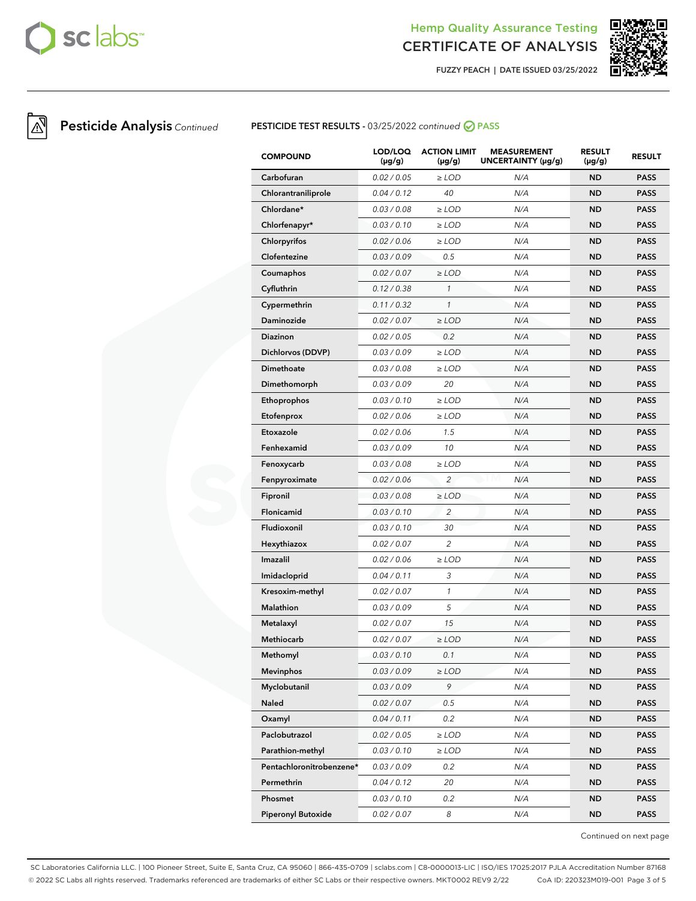# Pesticide Analysis *Continued*

**PESTICIDE TEST RESULTS -** 03/25/2022 *continued* PASS

| COMPOUND | LOD/LOQ (µg/g) | ACTION LIMIT (µg/g) | MEASUREMENT UNCERTAINTY (µg/g) | RESULT (µg/g) | RESULT |
|---|---|---|---|---|---|
| Carbofuran | 0.02 / 0.05 | ≥ LOD | N/A | ND | PASS |
| Chlorantraniliprole | 0.04 / 0.12 | 40 | N/A | ND | PASS |
| Chlordane* | 0.03 / 0.08 | ≥ LOD | N/A | ND | PASS |
| Chlorfenapyr* | 0.03 / 0.10 | ≥ LOD | N/A | ND | PASS |
| Chlorpyrifos | 0.02 / 0.06 | ≥ LOD | N/A | ND | PASS |
| Clofentezine | 0.03 / 0.09 | 0.5 | N/A | ND | PASS |
| Coumaphos | 0.02 / 0.07 | ≥ LOD | N/A | ND | PASS |
| Cyfluthrin | 0.12 / 0.38 | 1 | N/A | ND | PASS |
| Cypermethrin | 0.11 / 0.32 | 1 | N/A | ND | PASS |
| Daminozide | 0.02 / 0.07 | ≥ LOD | N/A | ND | PASS |
| Diazinon | 0.02 / 0.05 | 0.2 | N/A | ND | PASS |
| Dichlorvos (DDVP) | 0.03 / 0.09 | ≥ LOD | N/A | ND | PASS |
| Dimethoate | 0.03 / 0.08 | ≥ LOD | N/A | ND | PASS |
| Dimethomorph | 0.03 / 0.09 | 20 | N/A | ND | PASS |
| Ethoprophos | 0.03 / 0.10 | ≥ LOD | N/A | ND | PASS |
| Etofenprox | 0.02 / 0.06 | ≥ LOD | N/A | ND | PASS |
| Etoxazole | 0.02 / 0.06 | 1.5 | N/A | ND | PASS |
| Fenhexamid | 0.03 / 0.09 | 10 | N/A | ND | PASS |
| Fenoxycarb | 0.03 / 0.08 | ≥ LOD | N/A | ND | PASS |
| Fenpyroximate | 0.02 / 0.06 | 2 | N/A | ND | PASS |
| Fipronil | 0.03 / 0.08 | ≥ LOD | N/A | ND | PASS |
| Flonicamid | 0.03 / 0.10 | 2 | N/A | ND | PASS |
| Fludioxonil | 0.03 / 0.10 | 30 | N/A | ND | PASS |
| Hexythiazox | 0.02 / 0.07 | 2 | N/A | ND | PASS |
| Imazalil | 0.02 / 0.06 | ≥ LOD | N/A | ND | PASS |
| Imidacloprid | 0.04 / 0.11 | 3 | N/A | ND | PASS |
| Kresoxim-methyl | 0.02 / 0.07 | 1 | N/A | ND | PASS |
| Malathion | 0.03 / 0.09 | 5 | N/A | ND | PASS |
| Metalaxyl | 0.02 / 0.07 | 15 | N/A | ND | PASS |
| Methiocarb | 0.02 / 0.07 | ≥ LOD | N/A | ND | PASS |
| Methomyl | 0.03 / 0.10 | 0.1 | N/A | ND | PASS |
| Mevinphos | 0.03 / 0.09 | ≥ LOD | N/A | ND | PASS |
| Myclobutanil | 0.03 / 0.09 | 9 | N/A | ND | PASS |
| Naled | 0.02 / 0.07 | 0.5 | N/A | ND | PASS |
| Oxamyl | 0.04 / 0.11 | 0.2 | N/A | ND | PASS |
| Paclobutrazol | 0.02 / 0.05 | ≥ LOD | N/A | ND | PASS |
| Parathion-methyl | 0.03 / 0.10 | ≥ LOD | N/A | ND | PASS |
| Pentachloronitrobenzene* | 0.03 / 0.09 | 0.2 | N/A | ND | PASS |
| Permethrin | 0.04 / 0.12 | 20 | N/A | ND | PASS |
| Phosmet | 0.03 / 0.10 | 0.2 | N/A | ND | PASS |
| Piperonyl Butoxide | 0.02 / 0.07 | 8 | N/A | ND | PASS |

Continued on next page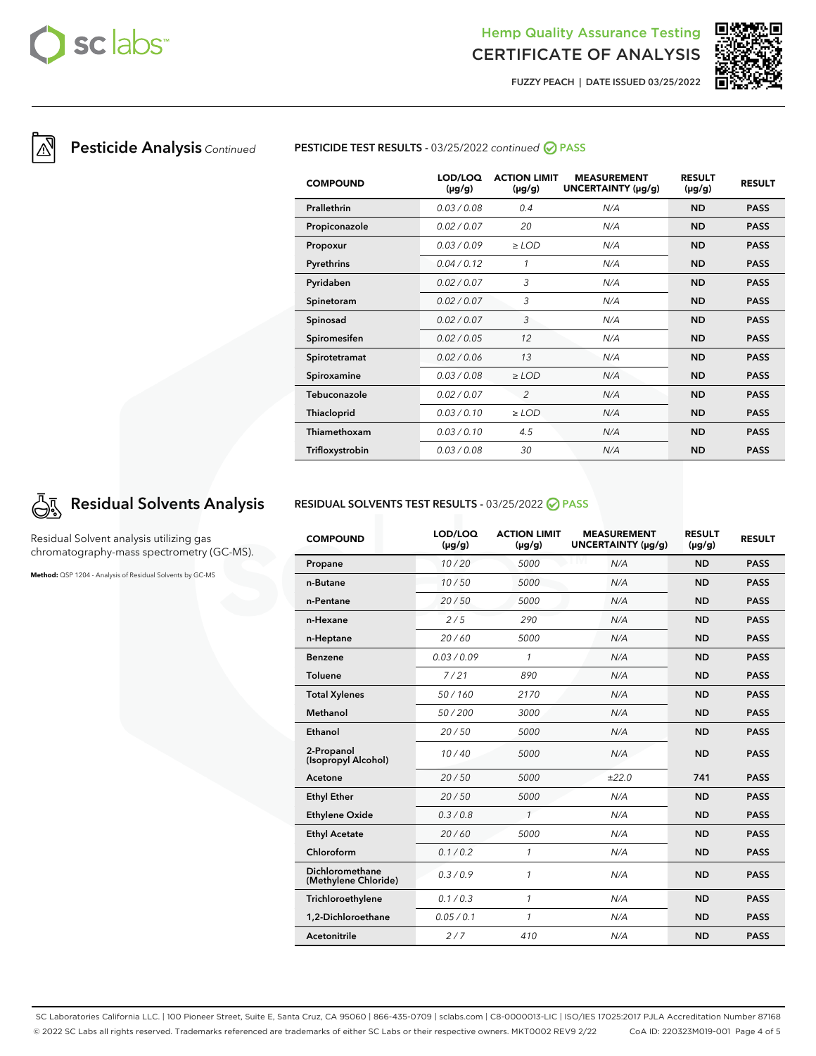## Pesticide Analysis *Continued*

**PESTICIDE TEST RESULTS** - 03/25/2022 *continued* PASS

| COMPOUND | LOD/LOQ (μg/g) | ACTION LIMIT (μg/g) | MEASUREMENT UNCERTAINTY (μg/g) | RESULT (μg/g) | RESULT |
|---|---|---|---|---|---|
| Prallethrin | 0.03 / 0.08 | 0.4 | N/A | ND | PASS |
| Propiconazole | 0.02 / 0.07 | 20 | N/A | ND | PASS |
| Propoxur | 0.03 / 0.09 | ≥ LOD | N/A | ND | PASS |
| Pyrethrins | 0.04 / 0.12 | 1 | N/A | ND | PASS |
| Pyridaben | 0.02 / 0.07 | 3 | N/A | ND | PASS |
| Spinetoram | 0.02 / 0.07 | 3 | N/A | ND | PASS |
| Spinosad | 0.02 / 0.07 | 3 | N/A | ND | PASS |
| Spiromesifen | 0.02 / 0.05 | 12 | N/A | ND | PASS |
| Spirotetramat | 0.02 / 0.06 | 13 | N/A | ND | PASS |
| Spiroxamine | 0.03 / 0.08 | ≥ LOD | N/A | ND | PASS |
| Tebuconazole | 0.02 / 0.07 | 2 | N/A | ND | PASS |
| Thiacloprid | 0.03 / 0.10 | ≥ LOD | N/A | ND | PASS |
| Thiamethoxam | 0.03 / 0.10 | 4.5 | N/A | ND | PASS |
| Trifloxystrobin | 0.03 / 0.08 | 30 | N/A | ND | PASS |

## Residual Solvents Analysis

Residual Solvent analysis utilizing gas chromatography-mass spectrometry (GC-MS).

**Method:** QSP 1204 - Analysis of Residual Solvents by GC-MS

**RESIDUAL SOLVENTS TEST RESULTS** - 03/25/2022 PASS

| COMPOUND | LOD/LOQ (μg/g) | ACTION LIMIT (μg/g) | MEASUREMENT UNCERTAINTY (μg/g) | RESULT (μg/g) | RESULT |
|---|---|---|---|---|---|
| Propane | 10 / 20 | 5000 | N/A | ND | PASS |
| n-Butane | 10 / 50 | 5000 | N/A | ND | PASS |
| n-Pentane | 20 / 50 | 5000 | N/A | ND | PASS |
| n-Hexane | 2 / 5 | 290 | N/A | ND | PASS |
| n-Heptane | 20 / 60 | 5000 | N/A | ND | PASS |
| Benzene | 0.03 / 0.09 | 1 | N/A | ND | PASS |
| Toluene | 7 / 21 | 890 | N/A | ND | PASS |
| Total Xylenes | 50 / 160 | 2170 | N/A | ND | PASS |
| Methanol | 50 / 200 | 3000 | N/A | ND | PASS |
| Ethanol | 20 / 50 | 5000 | N/A | ND | PASS |
| 2-Propanol (Isopropyl Alcohol) | 10 / 40 | 5000 | N/A | ND | PASS |
| Acetone | 20 / 50 | 5000 | ±22.0 | 741 | PASS |
| Ethyl Ether | 20 / 50 | 5000 | N/A | ND | PASS |
| Ethylene Oxide | 0.3 / 0.8 | 1 | N/A | ND | PASS |
| Ethyl Acetate | 20 / 60 | 5000 | N/A | ND | PASS |
| Chloroform | 0.1 / 0.2 | 1 | N/A | ND | PASS |
| Dichloromethane (Methylene Chloride) | 0.3 / 0.9 | 1 | N/A | ND | PASS |
| Trichloroethylene | 0.1 / 0.3 | 1 | N/A | ND | PASS |
| 1,2-Dichloroethane | 0.05 / 0.1 | 1 | N/A | ND | PASS |
| Acetonitrile | 2 / 7 | 410 | N/A | ND | PASS |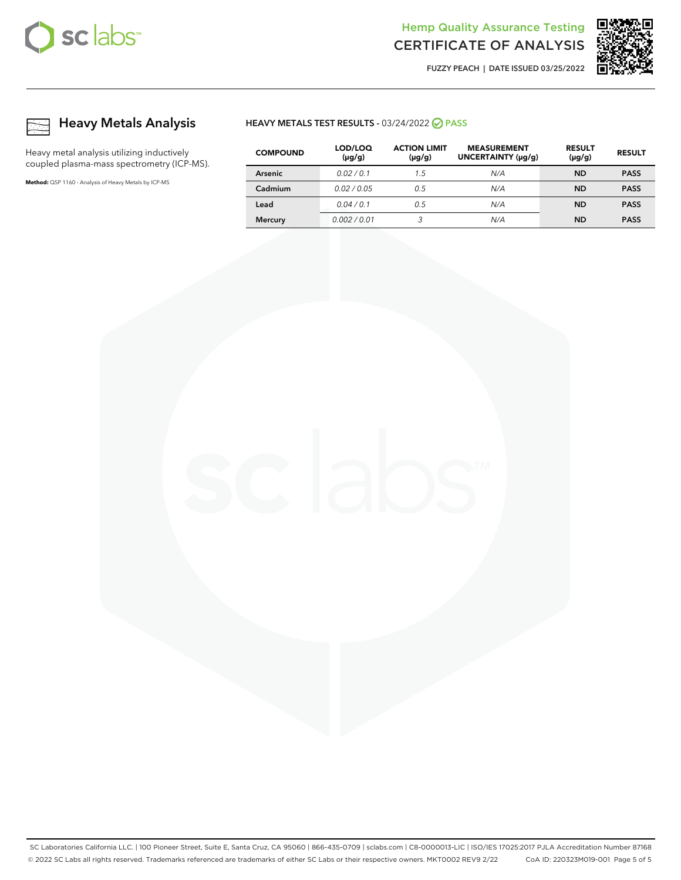# Heavy Metals Analysis

Heavy metal analysis utilizing inductively coupled plasma-mass spectrometry (ICP-MS).

**Method:** QSP 1160 - Analysis of Heavy Metals by ICP-MS

## HEAVY METALS TEST RESULTS - 03/24/2022 PASS

| COMPOUND | LOD/LOQ (μg/g) | ACTION LIMIT (μg/g) | MEASUREMENT UNCERTAINTY (μg/g) | RESULT (μg/g) | RESULT |
|---|---|---|---|---|---|
| Arsenic | 0.02 / 0.1 | 1.5 | N/A | ND | PASS |
| Cadmium | 0.02 / 0.05 | 0.5 | N/A | ND | PASS |
| Lead | 0.04 / 0.1 | 0.5 | N/A | ND | PASS |
| Mercury | 0.002 / 0.01 | 3 | N/A | ND | PASS |